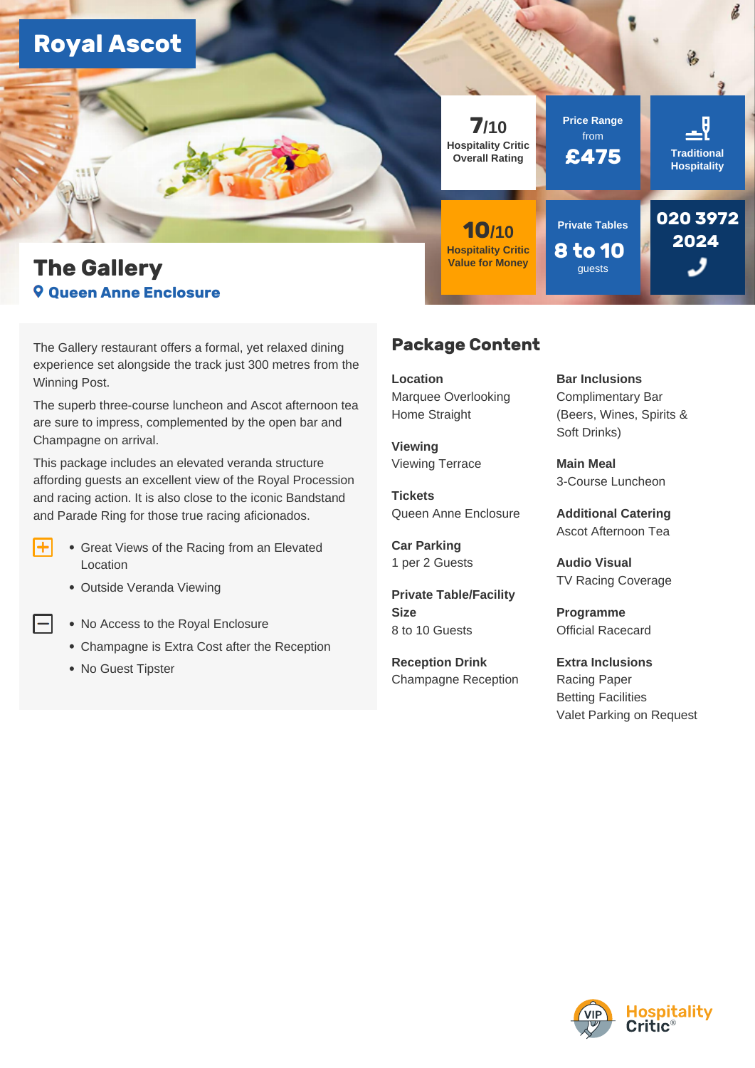# Royal Ascot

## The Gallery

Queen Anne Enclosure

**7/10**
Hospitality Critic Overall Rating

**Price Range**
from
**£475**

Traditional Hospitality

**10/10**
Hospitality Critic Value for Money

**Private Tables**
**8 to 10**
guests

**020 3972 2024**

The Gallery restaurant offers a formal, yet relaxed dining experience set alongside the track just 300 metres from the Winning Post.

The superb three-course luncheon and Ascot afternoon tea are sure to impress, complemented by the open bar and Champagne on arrival.

This package includes an elevated veranda structure affording guests an excellent view of the Royal Procession and racing action. It is also close to the iconic Bandstand and Parade Ring for those true racing aficionados.

- Great Views of the Racing from an Elevated Location
- Outside Veranda Viewing

- No Access to the Royal Enclosure
- Champagne is Extra Cost after the Reception
- No Guest Tipster

## Package Content

**Location**
Marquee Overlooking Home Straight

**Viewing**
Viewing Terrace

**Tickets**
Queen Anne Enclosure

**Car Parking**
1 per 2 Guests

**Private Table/Facility Size**
8 to 10 Guests

**Reception Drink**
Champagne Reception

**Bar Inclusions**
Complimentary Bar (Beers, Wines, Spirits & Soft Drinks)

**Main Meal**
3-Course Luncheon

**Additional Catering**
Ascot Afternoon Tea

**Audio Visual**
TV Racing Coverage

**Programme**
Official Racecard

**Extra Inclusions**
Racing Paper
Betting Facilities
Valet Parking on Request

Hospitality Critic®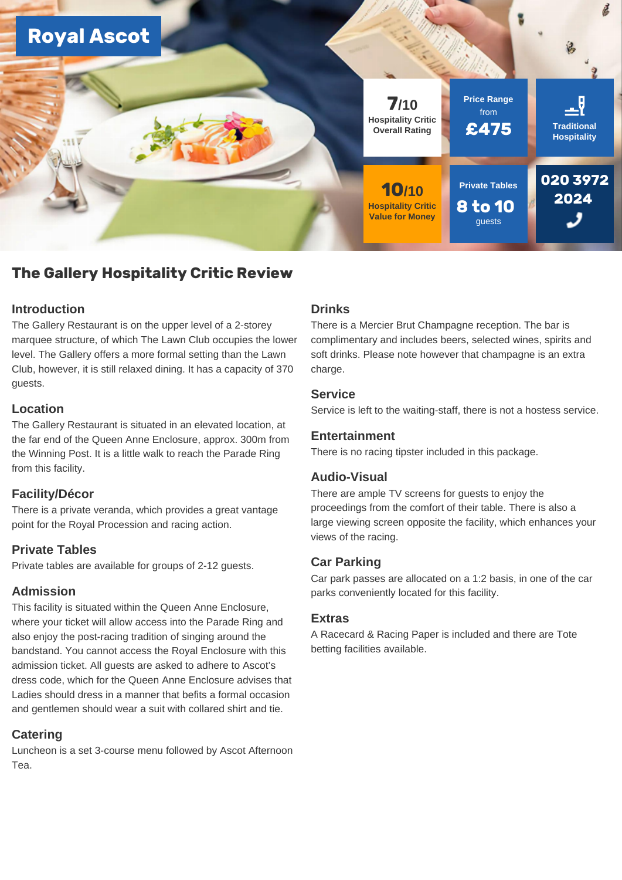# Royal Ascot

**7/10**
Hospitality Critic Overall Rating

**Price Range**
from
**£475**

**Traditional Hospitality**

**10/10**
Hospitality Critic Value for Money

**Private Tables**
**8 to 10**
guests

**020 3972 2024**

## The Gallery Hospitality Critic Review

### Introduction

The Gallery Restaurant is on the upper level of a 2-storey marquee structure, of which The Lawn Club occupies the lower level. The Gallery offers a more formal setting than the Lawn Club, however, it is still relaxed dining. It has a capacity of 370 guests.

### Location

The Gallery Restaurant is situated in an elevated location, at the far end of the Queen Anne Enclosure, approx. 300m from the Winning Post. It is a little walk to reach the Parade Ring from this facility.

### Facility/Décor

There is a private veranda, which provides a great vantage point for the Royal Procession and racing action.

### Private Tables

Private tables are available for groups of 2-12 guests.

### Admission

This facility is situated within the Queen Anne Enclosure, where your ticket will allow access into the Parade Ring and also enjoy the post-racing tradition of singing around the bandstand. You cannot access the Royal Enclosure with this admission ticket. All guests are asked to adhere to Ascot's dress code, which for the Queen Anne Enclosure advises that Ladies should dress in a manner that befits a formal occasion and gentlemen should wear a suit with collared shirt and tie.

### Catering

Luncheon is a set 3-course menu followed by Ascot Afternoon Tea.

### Drinks

There is a Mercier Brut Champagne reception. The bar is complimentary and includes beers, selected wines, spirits and soft drinks. Please note however that champagne is an extra charge.

### Service

Service is left to the waiting-staff, there is not a hostess service.

### Entertainment

There is no racing tipster included in this package.

### Audio-Visual

There are ample TV screens for guests to enjoy the proceedings from the comfort of their table. There is also a large viewing screen opposite the facility, which enhances your views of the racing.

### Car Parking

Car park passes are allocated on a 1:2 basis, in one of the car parks conveniently located for this facility.

### Extras

A Racecard & Racing Paper is included and there are Tote betting facilities available.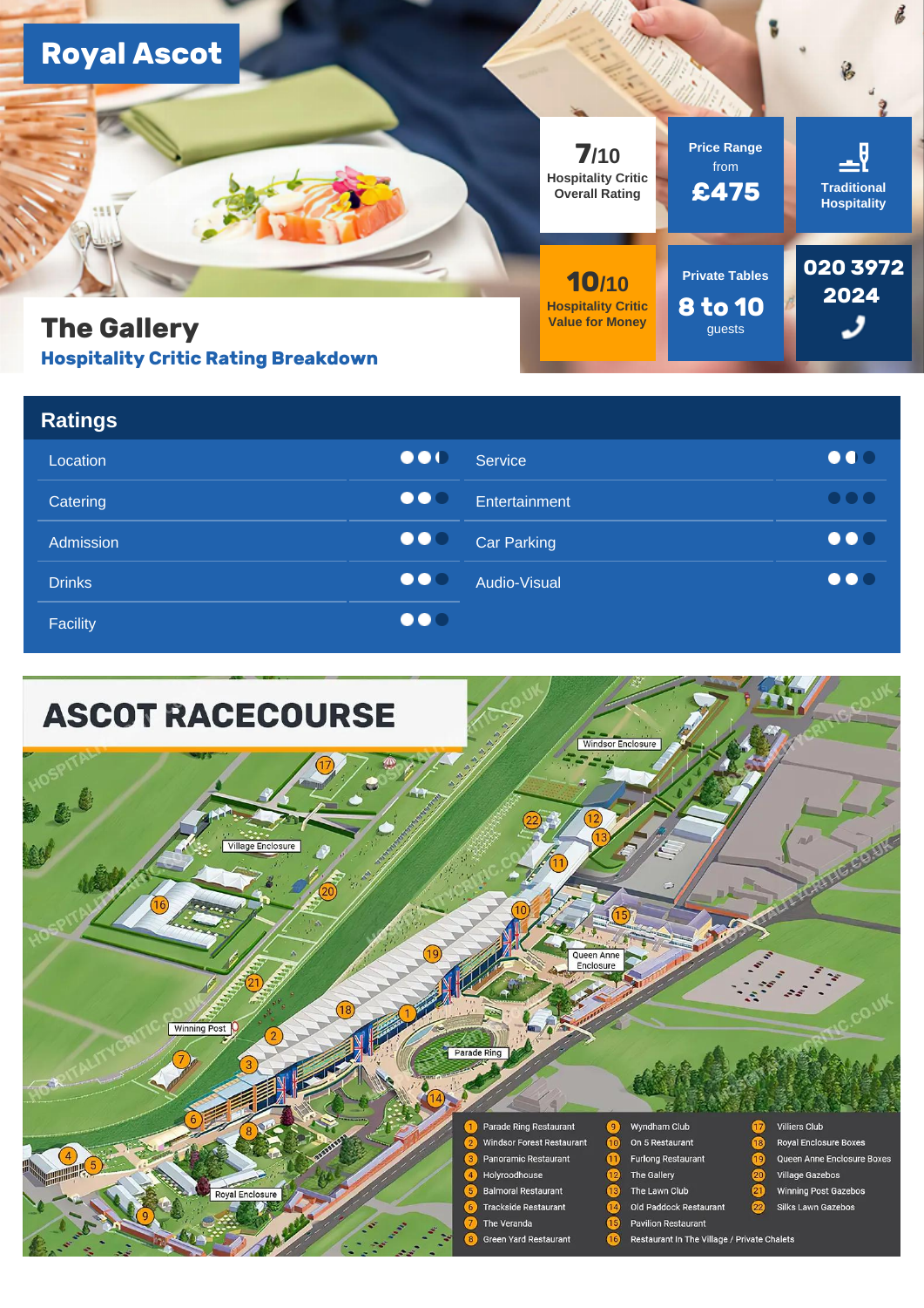# Royal Ascot

## The Gallery

**Hospitality Critic Rating Breakdown**

**7/10**
Hospitality Critic Overall Rating

**Price Range**
from
**£475**

**Traditional Hospitality**

**10/10**
Hospitality Critic Value for Money

**Private Tables**
**8 to 10**
guests

**020 3972 2024**

## Ratings

| | | | |
|---|---|---|---|
| Location | ●●◐ | Service | ●◐○ |
| Catering | ●●○ | Entertainment | ○○○ |
| Admission | ●●○ | Car Parking | ●●○ |
| Drinks | ●●○ | Audio-Visual | ●●○ |
| Facility | ●●○ | | |

## ASCOT RACECOURSE

Windsor Enclosure
Village Enclosure
Queen Anne Enclosure
Winning Post
Parade Ring
Royal Enclosure

1. Parade Ring Restaurant
2. Windsor Forest Restaurant
3. Panoramic Restaurant
4. Holyroodhouse
5. Balmoral Restaurant
6. Trackside Restaurant
7. The Veranda
8. Green Yard Restaurant
9. Wyndham Club
10. On 5 Restaurant
11. Furlong Restaurant
12. The Gallery
13. The Lawn Club
14. Old Paddock Restaurant
15. Pavilion Restaurant
16. Restaurant In The Village / Private Chalets
17. Villiers Club
18. Royal Enclosure Boxes
19. Queen Anne Enclosure Boxes
20. Village Gazebos
21. Winning Post Gazebos
22. Silks Lawn Gazebos